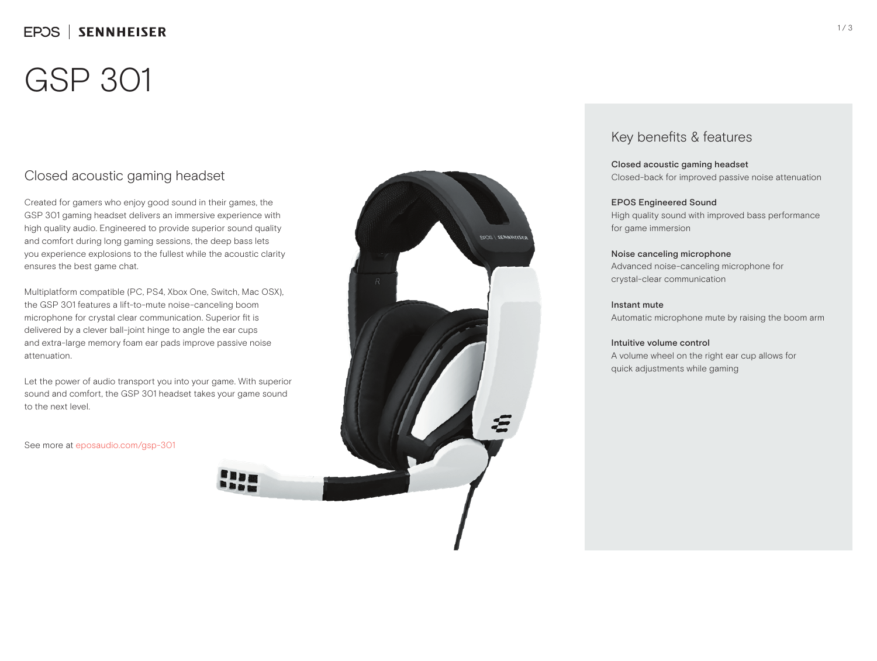EPOS | SENNHEISER

# GSP 301

## Closed acoustic gaming headset

Created for gamers who enjoy good sound in their games, the GSP 301 gaming headset delivers an immersive experience with high quality audio. Engineered to provide superior sound quality and comfort during long gaming sessions, the deep bass lets you experience explosions to the fullest while the acoustic clarity ensures the best game chat.

Multiplatform compatible (PC, PS4, Xbox One, Switch, Mac OSX), the GSP 301 features a lift-to-mute noise-canceling boom microphone for crystal clear communication. Superior fit is delivered by a clever ball-joint hinge to angle the ear cups and extra-large memory foam ear pads improve passive noise attenuation.

Let the power of audio transport you into your game. With superior sound and comfort, the GSP 301 headset takes your game sound to the next level.

See more at eposaudio.com/gsp-301

## Key benefits & features

**Closed acoustic gaming headset**
Closed-back for improved passive noise attenuation

**EPOS Engineered Sound**
High quality sound with improved bass performance for game immersion

**Noise canceling microphone**
Advanced noise-canceling microphone for crystal-clear communication

**Instant mute**
Automatic microphone mute by raising the boom arm

**Intuitive volume control**
A volume wheel on the right ear cup allows for quick adjustments while gaming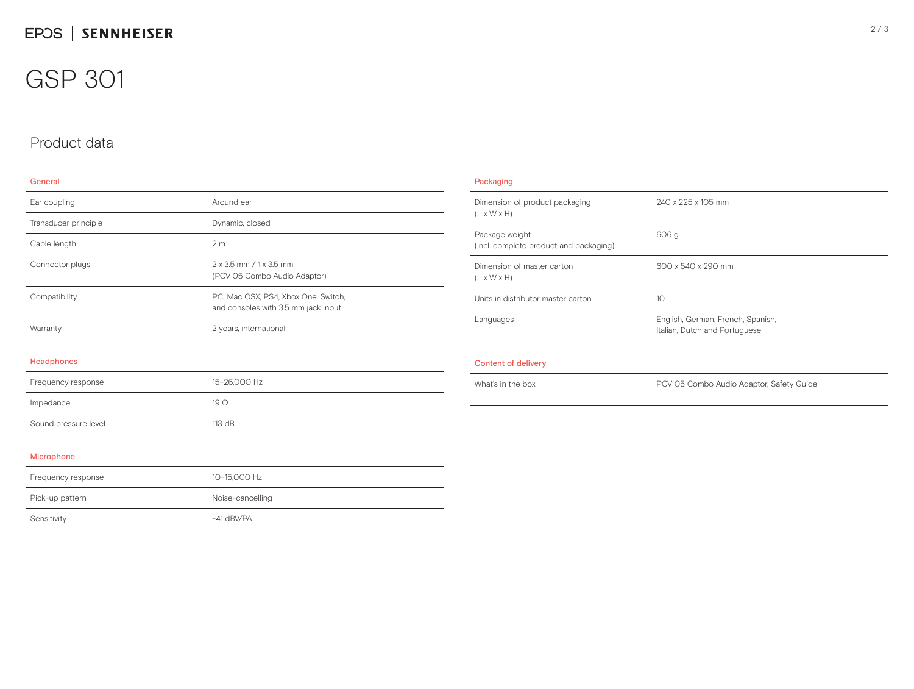# GSP 301

## Product data

### General

| | |
|---|---|
| Ear coupling | Around ear |
| Transducer principle | Dynamic, closed |
| Cable length | 2 m |
| Connector plugs | 2 x 3.5 mm / 1 x 3.5 mm (PCV 05 Combo Audio Adaptor) |
| Compatibility | PC, Mac OSX, PS4, Xbox One, Switch, and consoles with 3.5 mm jack input |
| Warranty | 2 years, international |

### Headphones

| | |
|---|---|
| Frequency response | 15–26,000 Hz |
| Impedance | 19 Ω |
| Sound pressure level | 113 dB |

### Microphone

| | |
|---|---|
| Frequency response | 10–15,000 Hz |
| Pick-up pattern | Noise-cancelling |
| Sensitivity | -41 dBV/PA |

### Packaging

| | |
|---|---|
| Dimension of product packaging (L x W x H) | 240 x 225 x 105 mm |
| Package weight (incl. complete product and packaging) | 606 g |
| Dimension of master carton (L x W x H) | 600 x 540 x 290 mm |
| Units in distributor master carton | 10 |
| Languages | English, German, French, Spanish, Italian, Dutch and Portuguese |

### Content of delivery

| | |
|---|---|
| What's in the box | PCV 05 Combo Audio Adaptor, Safety Guide |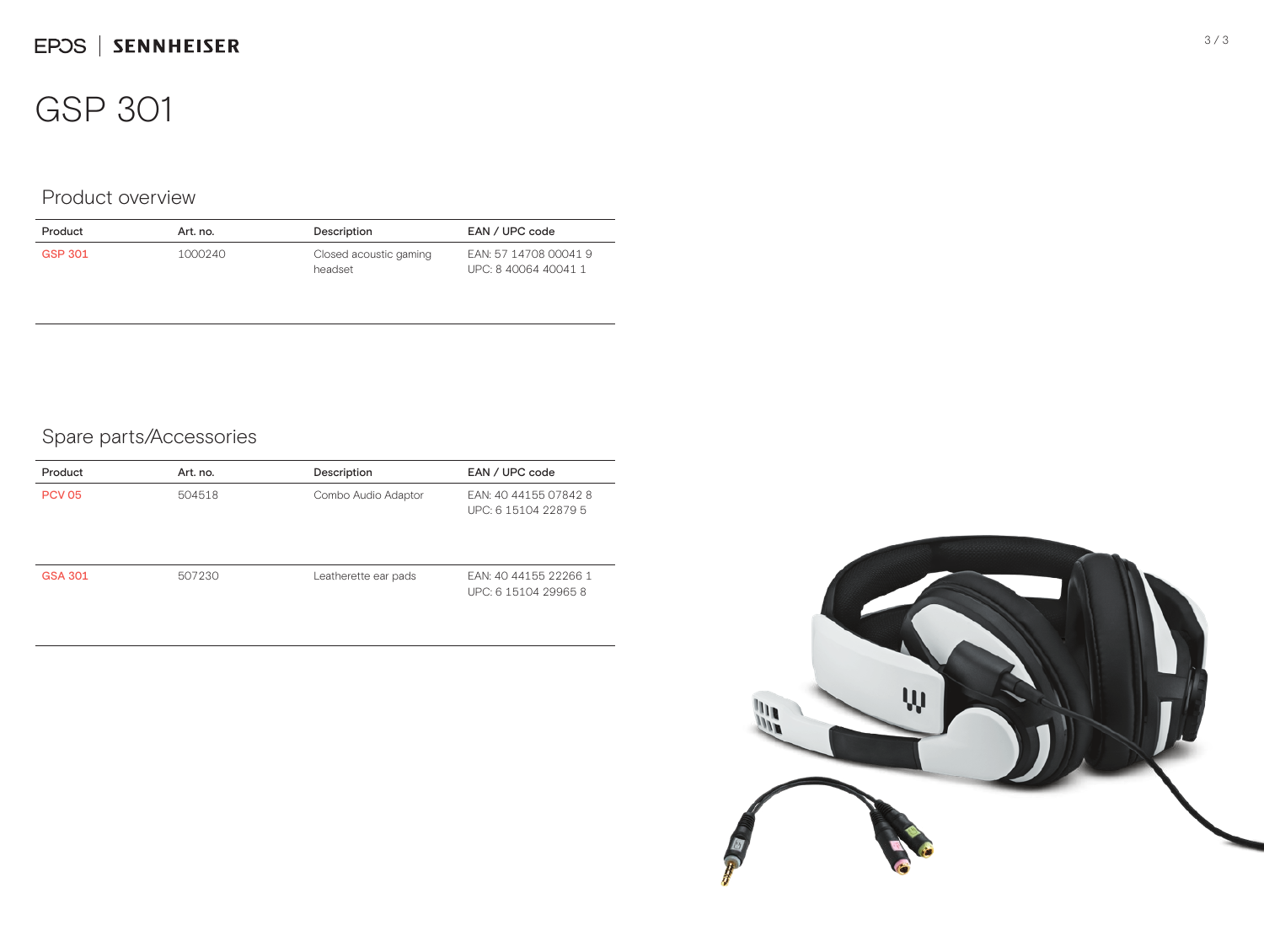# GSP 301

## Product overview

| Product | Art. no. | Description | EAN / UPC code |
|---|---|---|---|
| GSP 301 | 1000240 | Closed acoustic gaming headset | EAN: 57 14708 00041 9<br>UPC: 8 40064 40041 1 |

## Spare parts/Accessories

| Product | Art. no. | Description | EAN / UPC code |
|---|---|---|---|
| PCV 05 | 504518 | Combo Audio Adaptor | EAN: 40 44155 07842 8<br>UPC: 6 15104 22879 5 |
| GSA 301 | 507230 | Leatherette ear pads | EAN: 40 44155 22266 1<br>UPC: 6 15104 29965 8 |